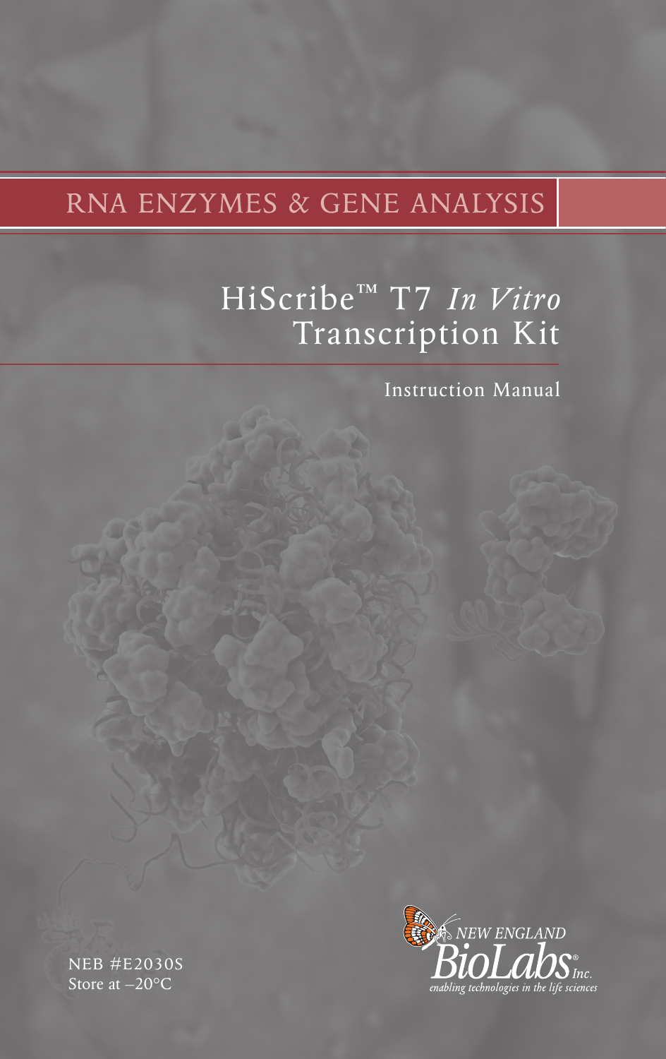RNA ENZYMES & GENE ANALYSIS

# HiScribe™ T7 *In Vitro* Transcription Kit

Instruction Manual

NEB #E2030S
Store at –20°C

NEW ENGLAND BioLabs® Inc.
*enabling technologies in the life sciences*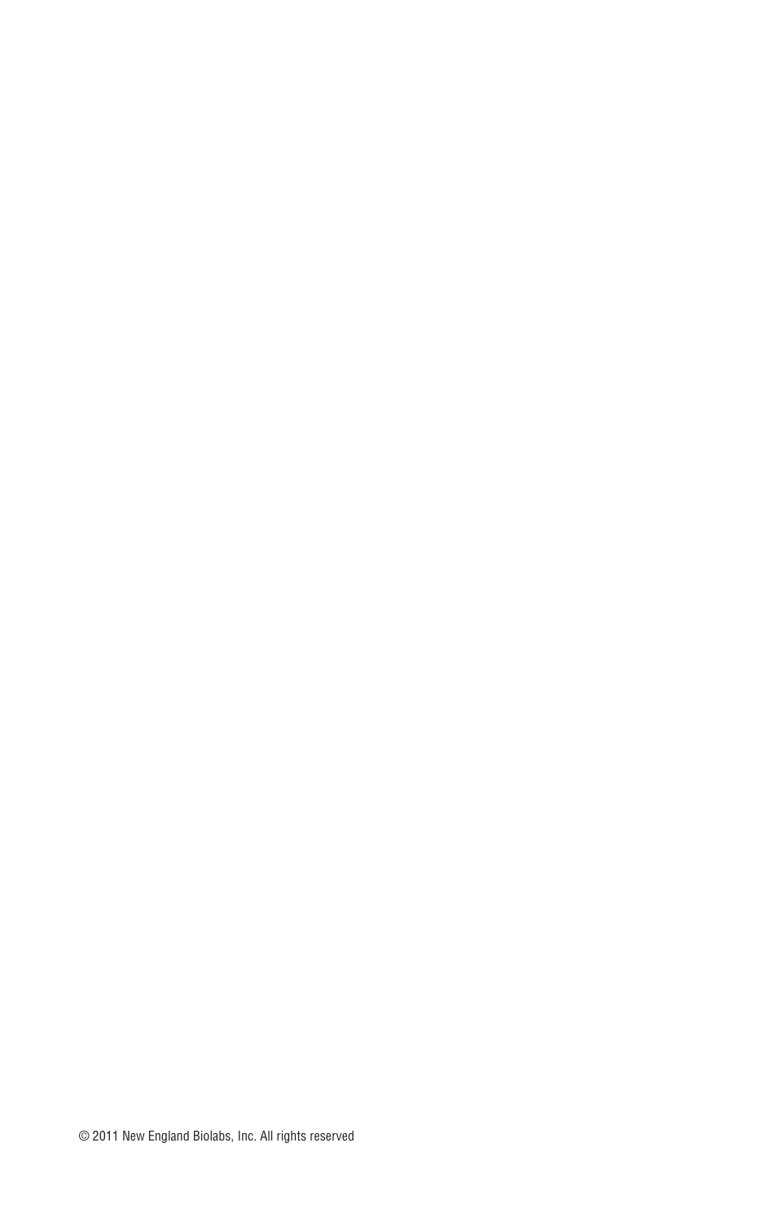© 2011 New England Biolabs, Inc. All rights reserved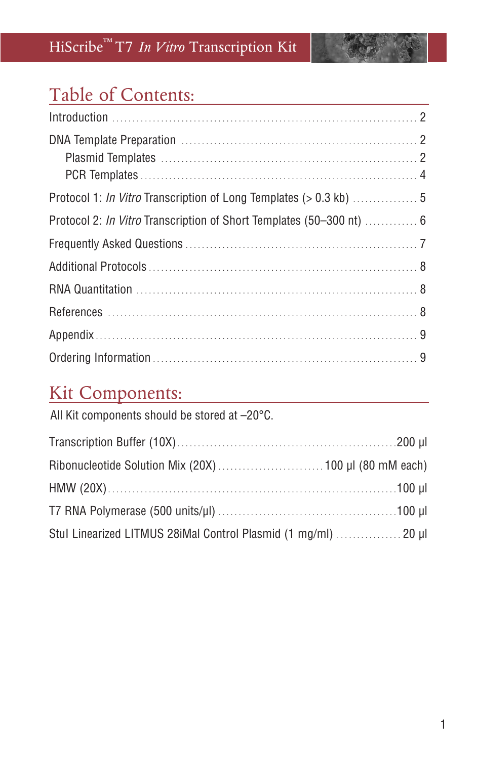## Table of Contents:

| | |
|---|---|
| Introduction | 2 |
| DNA Template Preparation | 2 |
| Plasmid Templates | 2 |
| PCR Templates | 4 |
| Protocol 1: *In Vitro* Transcription of Long Templates (> 0.3 kb) | 5 |
| Protocol 2: *In Vitro* Transcription of Short Templates (50–300 nt) | 6 |
| Frequently Asked Questions | 7 |
| Additional Protocols | 8 |
| RNA Quantitation | 8 |
| References | 8 |
| Appendix | 9 |
| Ordering Information | 9 |

## Kit Components:

All Kit components should be stored at –20°C.

| | |
|---|---|
| Transcription Buffer (10X) | 200 µl |
| Ribonucleotide Solution Mix (20X) | 100 µl (80 mM each) |
| HMW (20X) | 100 µl |
| T7 RNA Polymerase (500 units/µl) | 100 µl |
| StuI Linearized LITMUS 28iMal Control Plasmid (1 mg/ml) | 20 µl |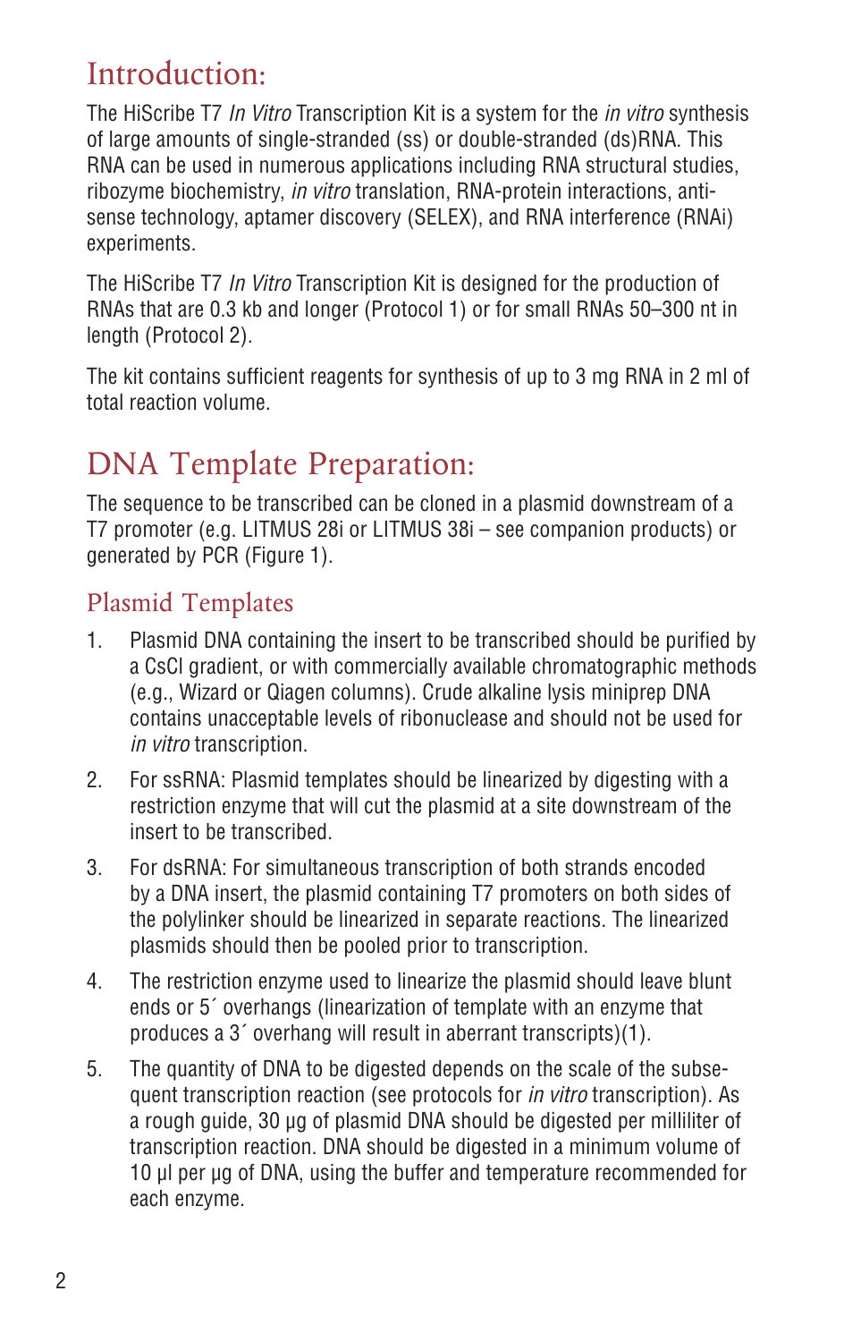# Introduction:

The HiScribe T7 *In Vitro* Transcription Kit is a system for the *in vitro* synthesis of large amounts of single-stranded (ss) or double-stranded (ds)RNA. This RNA can be used in numerous applications including RNA structural studies, ribozyme biochemistry, *in vitro* translation, RNA-protein interactions, anti-sense technology, aptamer discovery (SELEX), and RNA interference (RNAi) experiments.

The HiScribe T7 *In Vitro* Transcription Kit is designed for the production of RNAs that are 0.3 kb and longer (Protocol 1) or for small RNAs 50–300 nt in length (Protocol 2).

The kit contains sufficient reagents for synthesis of up to 3 mg RNA in 2 ml of total reaction volume.

# DNA Template Preparation:

The sequence to be transcribed can be cloned in a plasmid downstream of a T7 promoter (e.g. LITMUS 28i or LITMUS 38i – see companion products) or generated by PCR (Figure 1).

## Plasmid Templates

1. Plasmid DNA containing the insert to be transcribed should be purified by a CsCl gradient, or with commercially available chromatographic methods (e.g., Wizard or Qiagen columns). Crude alkaline lysis miniprep DNA contains unacceptable levels of ribonuclease and should not be used for *in vitro* transcription.
2. For ssRNA: Plasmid templates should be linearized by digesting with a restriction enzyme that will cut the plasmid at a site downstream of the insert to be transcribed.
3. For dsRNA: For simultaneous transcription of both strands encoded by a DNA insert, the plasmid containing T7 promoters on both sides of the polylinker should be linearized in separate reactions. The linearized plasmids should then be pooled prior to transcription.
4. The restriction enzyme used to linearize the plasmid should leave blunt ends or 5´ overhangs (linearization of template with an enzyme that produces a 3´ overhang will result in aberrant transcripts)(1).
5. The quantity of DNA to be digested depends on the scale of the subsequent transcription reaction (see protocols for *in vitro* transcription). As a rough guide, 30 µg of plasmid DNA should be digested per milliliter of transcription reaction. DNA should be digested in a minimum volume of 10 µl per µg of DNA, using the buffer and temperature recommended for each enzyme.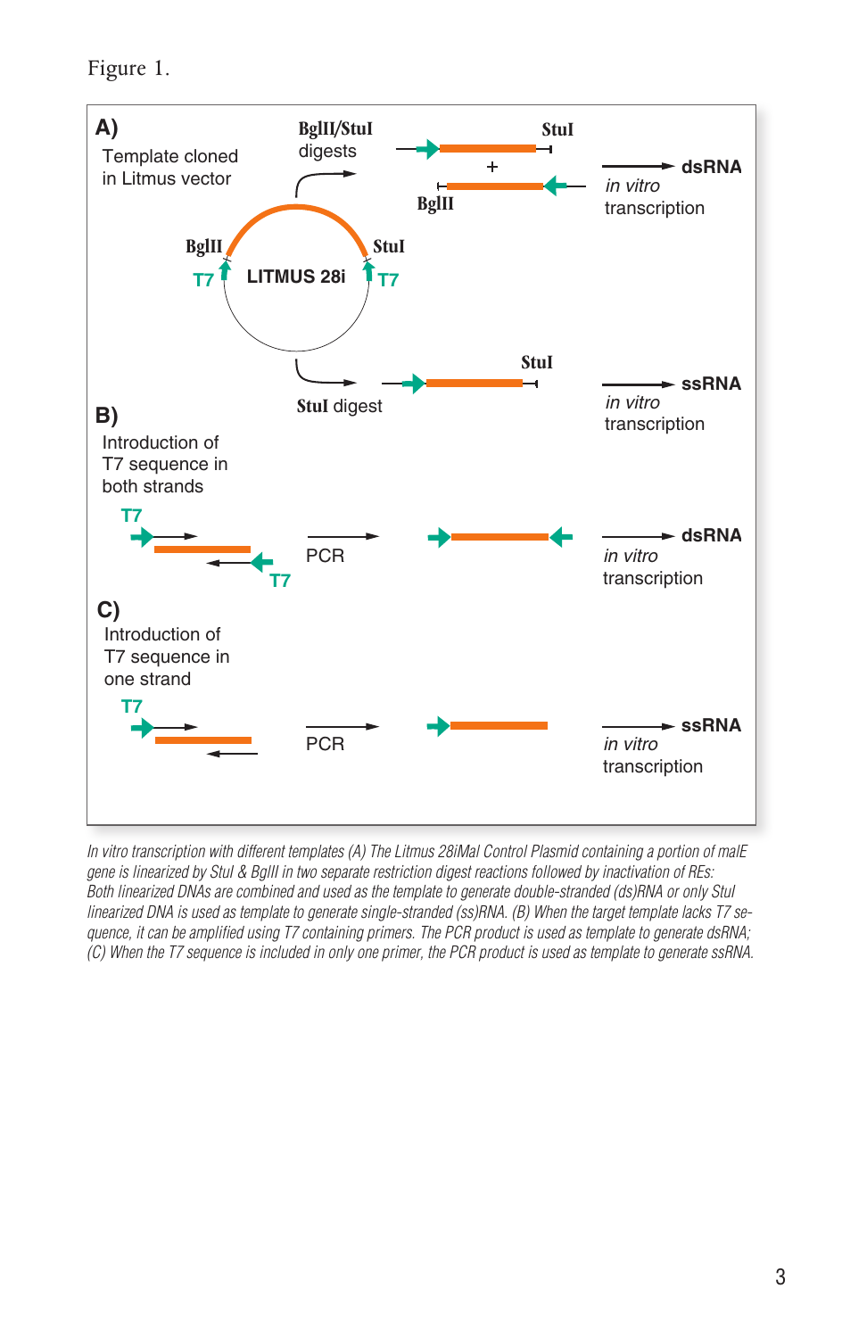Figure 1.

A) Template cloned in Litmus vector

BglII/StuI digests

StuI digest

B) Introduction of T7 sequence in both strands

C) Introduction of T7 sequence in one strand

*In vitro transcription with different templates (A) The Litmus 28iMal Control Plasmid containing a portion of malE gene is linearized by StuI & BglII in two separate restriction digest reactions followed by inactivation of REs: Both linearized DNAs are combined and used as the template to generate double-stranded (ds)RNA or only StuI linearized DNA is used as template to generate single-stranded (ss)RNA. (B) When the target template lacks T7 sequence, it can be amplified using T7 containing primers. The PCR product is used as template to generate dsRNA; (C) When the T7 sequence is included in only one primer, the PCR product is used as template to generate ssRNA.*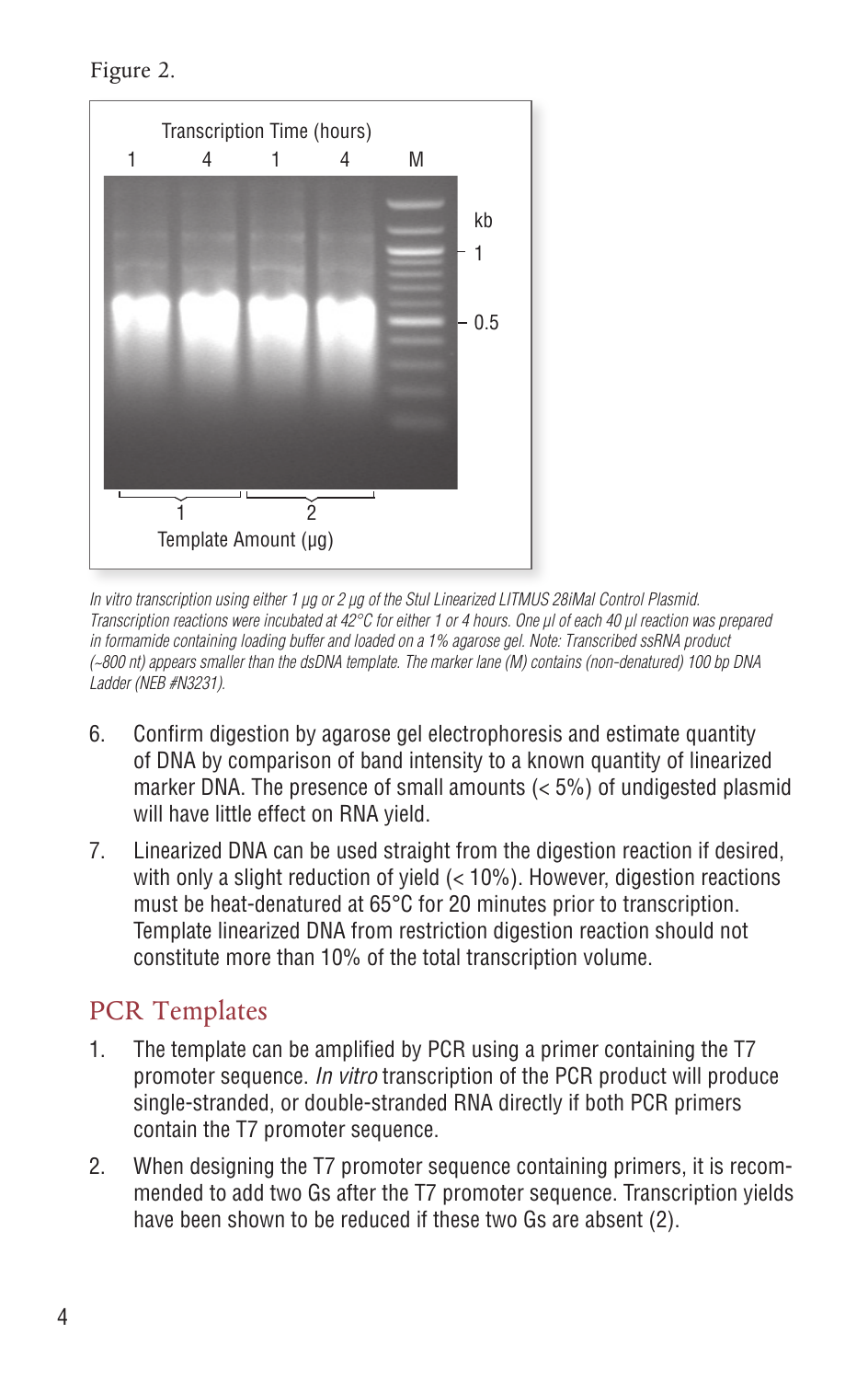Figure 2.

*In vitro transcription using either 1 µg or 2 µg of the StuI Linearized LITMUS 28iMal Control Plasmid. Transcription reactions were incubated at 42°C for either 1 or 4 hours. One µl of each 40 µl reaction was prepared in formamide containing loading buffer and loaded on a 1% agarose gel. Note: Transcribed ssRNA product (~800 nt) appears smaller than the dsDNA template. The marker lane (M) contains (non-denatured) 100 bp DNA Ladder (NEB #N3231).*

6. Confirm digestion by agarose gel electrophoresis and estimate quantity of DNA by comparison of band intensity to a known quantity of linearized marker DNA. The presence of small amounts (< 5%) of undigested plasmid will have little effect on RNA yield.
7. Linearized DNA can be used straight from the digestion reaction if desired, with only a slight reduction of yield (< 10%). However, digestion reactions must be heat-denatured at 65°C for 20 minutes prior to transcription. Template linearized DNA from restriction digestion reaction should not constitute more than 10% of the total transcription volume.

## PCR Templates

1. The template can be amplified by PCR using a primer containing the T7 promoter sequence. *In vitro* transcription of the PCR product will produce single-stranded, or double-stranded RNA directly if both PCR primers contain the T7 promoter sequence.
2. When designing the T7 promoter sequence containing primers, it is recommended to add two Gs after the T7 promoter sequence. Transcription yields have been shown to be reduced if these two Gs are absent (2).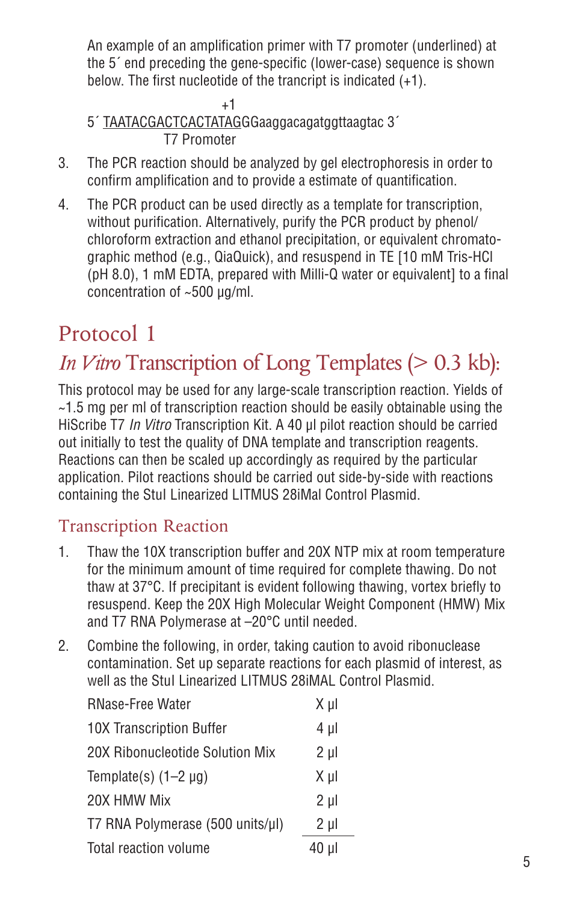An example of an amplification primer with T7 promoter (underlined) at the 5´ end preceding the gene-specific (lower-case) sequence is shown below. The first nucleotide of the trancript is indicated (+1).

```
                  +1
5´ TAATACGACTCACTATAGGGaaggacagatggttaagtac 3´
             T7 Promoter
```

3. The PCR reaction should be analyzed by gel electrophoresis in order to confirm amplification and to provide a estimate of quantification.
4. The PCR product can be used directly as a template for transcription, without purification. Alternatively, purify the PCR product by phenol/chloroform extraction and ethanol precipitation, or equivalent chromatographic method (e.g., QiaQuick), and resuspend in TE [10 mM Tris-HCl (pH 8.0), 1 mM EDTA, prepared with Milli-Q water or equivalent] to a final concentration of ~500 µg/ml.

# Protocol 1

## *In Vitro* Transcription of Long Templates (> 0.3 kb):

This protocol may be used for any large-scale transcription reaction. Yields of ~1.5 mg per ml of transcription reaction should be easily obtainable using the HiScribe T7 *In Vitro* Transcription Kit. A 40 µl pilot reaction should be carried out initially to test the quality of DNA template and transcription reagents. Reactions can then be scaled up accordingly as required by the particular application. Pilot reactions should be carried out side-by-side with reactions containing the StuI Linearized LITMUS 28iMal Control Plasmid.

### Transcription Reaction

1. Thaw the 10X transcription buffer and 20X NTP mix at room temperature for the minimum amount of time required for complete thawing. Do not thaw at 37°C. If precipitant is evident following thawing, vortex briefly to resuspend. Keep the 20X High Molecular Weight Component (HMW) Mix and T7 RNA Polymerase at –20°C until needed.
2. Combine the following, in order, taking caution to avoid ribonuclease contamination. Set up separate reactions for each plasmid of interest, as well as the StuI Linearized LITMUS 28iMAL Control Plasmid.

| Component | Volume |
|---|---|
| RNase-Free Water | X µl |
| 10X Transcription Buffer | 4 µl |
| 20X Ribonucleotide Solution Mix | 2 µl |
| Template(s) (1–2 µg) | X µl |
| 20X HMW Mix | 2 µl |
| T7 RNA Polymerase (500 units/µl) | 2 µl |
| Total reaction volume | 40 µl |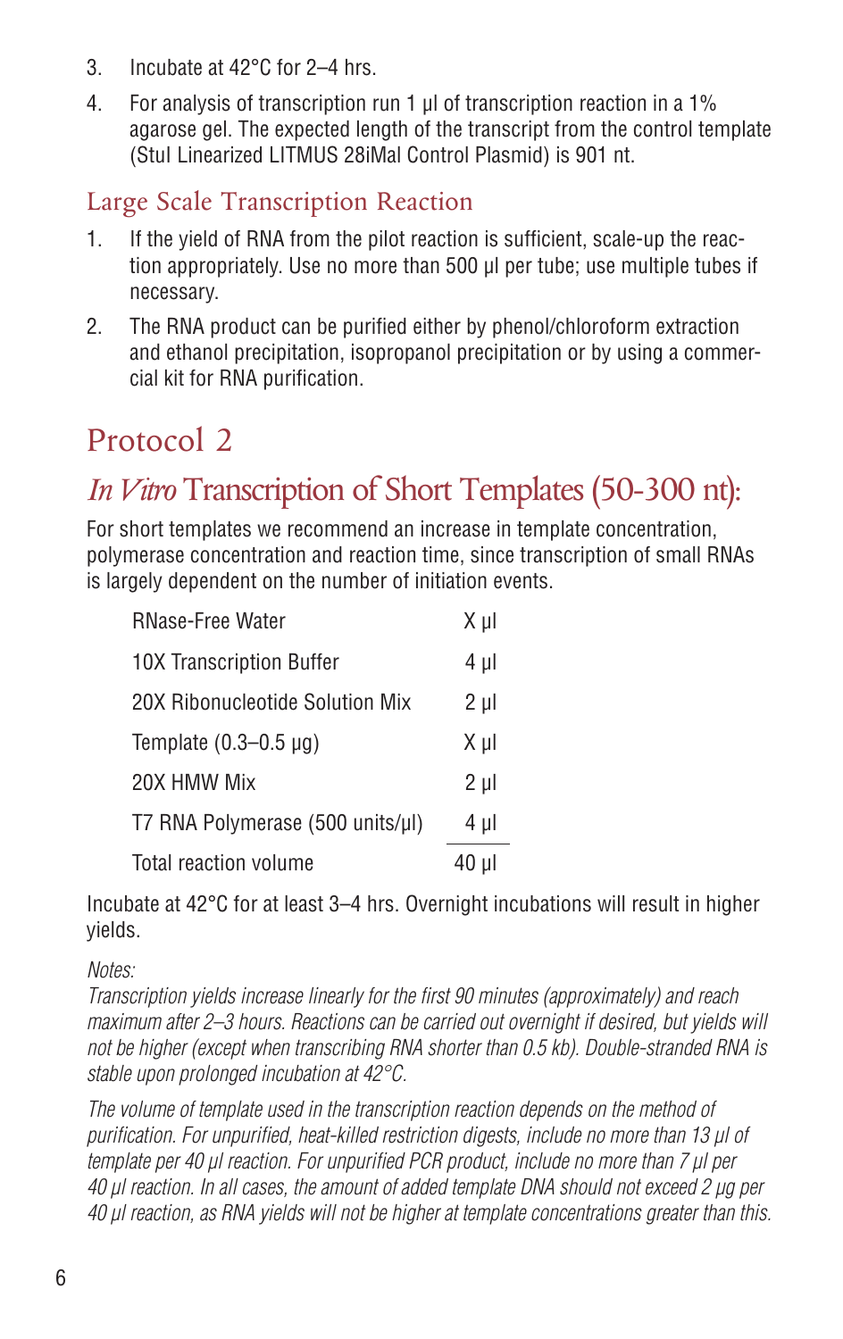3. Incubate at 42°C for 2–4 hrs.
4. For analysis of transcription run 1 µl of transcription reaction in a 1% agarose gel. The expected length of the transcript from the control template (StuI Linearized LITMUS 28iMal Control Plasmid) is 901 nt.

### Large Scale Transcription Reaction

1. If the yield of RNA from the pilot reaction is sufficient, scale-up the reaction appropriately. Use no more than 500 µl per tube; use multiple tubes if necessary.
2. The RNA product can be purified either by phenol/chloroform extraction and ethanol precipitation, isopropanol precipitation or by using a commercial kit for RNA purification.

# Protocol 2

## *In Vitro* Transcription of Short Templates (50-300 nt):

For short templates we recommend an increase in template concentration, polymerase concentration and reaction time, since transcription of small RNAs is largely dependent on the number of initiation events.

| Component | Volume |
|---|---|
| RNase-Free Water | X µl |
| 10X Transcription Buffer | 4 µl |
| 20X Ribonucleotide Solution Mix | 2 µl |
| Template (0.3–0.5 µg) | X µl |
| 20X HMW Mix | 2 µl |
| T7 RNA Polymerase (500 units/µl) | 4 µl |
| Total reaction volume | 40 µl |

Incubate at 42°C for at least 3–4 hrs. Overnight incubations will result in higher yields.

*Notes:*
*Transcription yields increase linearly for the first 90 minutes (approximately) and reach maximum after 2–3 hours. Reactions can be carried out overnight if desired, but yields will not be higher (except when transcribing RNA shorter than 0.5 kb). Double-stranded RNA is stable upon prolonged incubation at 42°C.*

*The volume of template used in the transcription reaction depends on the method of purification. For unpurified, heat-killed restriction digests, include no more than 13 µl of template per 40 µl reaction. For unpurified PCR product, include no more than 7 µl per 40 µl reaction. In all cases, the amount of added template DNA should not exceed 2 µg per 40 µl reaction, as RNA yields will not be higher at template concentrations greater than this.*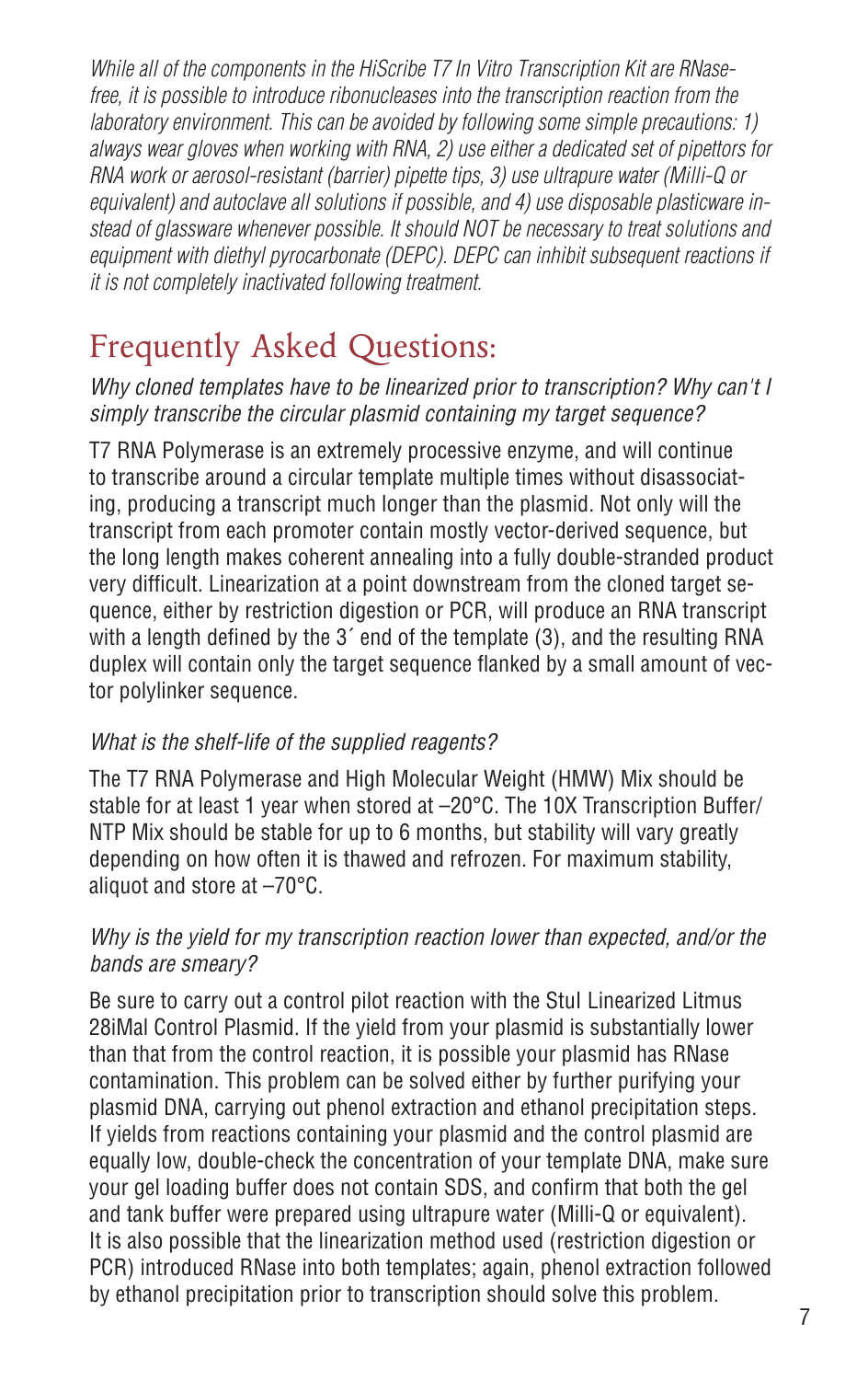*While all of the components in the HiScribe T7 In Vitro Transcription Kit are RNase-free, it is possible to introduce ribonucleases into the transcription reaction from the laboratory environment. This can be avoided by following some simple precautions: 1) always wear gloves when working with RNA, 2) use either a dedicated set of pipettors for RNA work or aerosol-resistant (barrier) pipette tips, 3) use ultrapure water (Milli-Q or equivalent) and autoclave all solutions if possible, and 4) use disposable plasticware instead of glassware whenever possible. It should NOT be necessary to treat solutions and equipment with diethyl pyrocarbonate (DEPC). DEPC can inhibit subsequent reactions if it is not completely inactivated following treatment.*

# Frequently Asked Questions:

*Why cloned templates have to be linearized prior to transcription? Why can't I simply transcribe the circular plasmid containing my target sequence?*

T7 RNA Polymerase is an extremely processive enzyme, and will continue to transcribe around a circular template multiple times without disassociating, producing a transcript much longer than the plasmid. Not only will the transcript from each promoter contain mostly vector-derived sequence, but the long length makes coherent annealing into a fully double-stranded product very difficult. Linearization at a point downstream from the cloned target sequence, either by restriction digestion or PCR, will produce an RNA transcript with a length defined by the 3´ end of the template (3), and the resulting RNA duplex will contain only the target sequence flanked by a small amount of vector polylinker sequence.

*What is the shelf-life of the supplied reagents?*

The T7 RNA Polymerase and High Molecular Weight (HMW) Mix should be stable for at least 1 year when stored at –20°C. The 10X Transcription Buffer/NTP Mix should be stable for up to 6 months, but stability will vary greatly depending on how often it is thawed and refrozen. For maximum stability, aliquot and store at –70°C.

*Why is the yield for my transcription reaction lower than expected, and/or the bands are smeary?*

Be sure to carry out a control pilot reaction with the StuI Linearized Litmus 28iMal Control Plasmid. If the yield from your plasmid is substantially lower than that from the control reaction, it is possible your plasmid has RNase contamination. This problem can be solved either by further purifying your plasmid DNA, carrying out phenol extraction and ethanol precipitation steps. If yields from reactions containing your plasmid and the control plasmid are equally low, double-check the concentration of your template DNA, make sure your gel loading buffer does not contain SDS, and confirm that both the gel and tank buffer were prepared using ultrapure water (Milli-Q or equivalent). It is also possible that the linearization method used (restriction digestion or PCR) introduced RNase into both templates; again, phenol extraction followed by ethanol precipitation prior to transcription should solve this problem.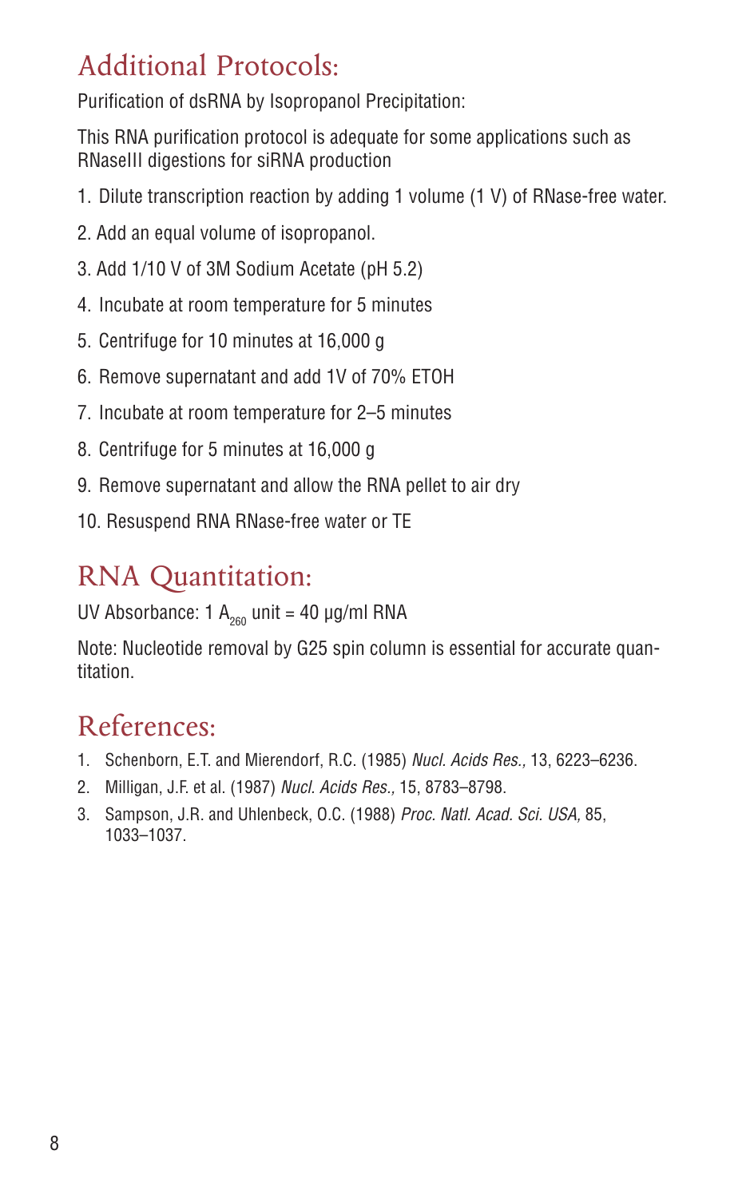# Additional Protocols:

Purification of dsRNA by Isopropanol Precipitation:

This RNA purification protocol is adequate for some applications such as RNaseIII digestions for siRNA production

1. Dilute transcription reaction by adding 1 volume (1 V) of RNase-free water.
2. Add an equal volume of isopropanol.
3. Add 1/10 V of 3M Sodium Acetate (pH 5.2)
4. Incubate at room temperature for 5 minutes
5. Centrifuge for 10 minutes at 16,000 g
6. Remove supernatant and add 1V of 70% ETOH
7. Incubate at room temperature for 2–5 minutes
8. Centrifuge for 5 minutes at 16,000 g
9. Remove supernatant and allow the RNA pellet to air dry
10. Resuspend RNA RNase-free water or TE

# RNA Quantitation:

UV Absorbance: 1 $A_{260}$ unit = 40 µg/ml RNA

Note: Nucleotide removal by G25 spin column is essential for accurate quantitation.

# References:

1. Schenborn, E.T. and Mierendorf, R.C. (1985) *Nucl. Acids Res.,* 13, 6223–6236.
2. Milligan, J.F. et al. (1987) *Nucl. Acids Res.,* 15, 8783–8798.
3. Sampson, J.R. and Uhlenbeck, O.C. (1988) *Proc. Natl. Acad. Sci. USA,* 85, 1033–1037.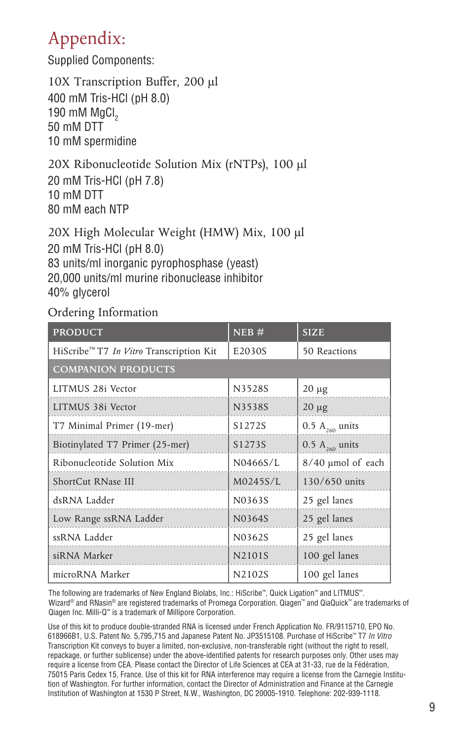# Appendix:

Supplied Components:

### 10X Transcription Buffer, 200 µl

400 mM Tris-HCl (pH 8.0)
190 mM $MgCl_2$
50 mM DTT
10 mM spermidine

### 20X Ribonucleotide Solution Mix (rNTPs), 100 µl

20 mM Tris-HCl (pH 7.8)
10 mM DTT
80 mM each NTP

### 20X High Molecular Weight (HMW) Mix, 100 µl

20 mM Tris-HCl (pH 8.0)
83 units/ml inorganic pyrophosphase (yeast)
20,000 units/ml murine ribonuclease inhibitor
40% glycerol

## Ordering Information

| PRODUCT | NEB # | SIZE |
|---|---|---|
| HiScribe™ T7 *In Vitro* Transcription Kit | E2030S | 50 Reactions |
| **COMPANION PRODUCTS** | | |
| LITMUS 28i Vector | N3528S | 20 µg |
| LITMUS 38i Vector | N3538S | 20 µg |
| T7 Minimal Primer (19-mer) | S1272S | 0.5 $A_{260}$ units |
| Biotinylated T7 Primer (25-mer) | S1273S | 0.5 $A_{260}$ units |
| Ribonucleotide Solution Mix | N0466S/L | 8/40 µmol of each |
| ShortCut RNase III | M0245S/L | 130/650 units |
| dsRNA Ladder | N0363S | 25 gel lanes |
| Low Range ssRNA Ladder | N0364S | 25 gel lanes |
| ssRNA Ladder | N0362S | 25 gel lanes |
| siRNA Marker | N2101S | 100 gel lanes |
| microRNA Marker | N2102S | 100 gel lanes |

The following are trademarks of New England Biolabs, Inc.: HiScribe™, Quick Ligation™ and LITMUS™. Wizard® and RNasin® are registered trademarks of Promega Corporation. Qiagen™ and QiaQuick™ are trademarks of Qiagen Inc. Milli-Q™ is a trademark of Millipore Corporation.

Use of this kit to produce double-stranded RNA is licensed under French Application No. FR/9115710, EPO No. 618966B1, U.S. Patent No. 5,795,715 and Japanese Patent No. JP3515108. Purchase of HiScribe™ T7 *In Vitro* Transcription Kit conveys to buyer a limited, non-exclusive, non-transferable right (without the right to resell, repackage, or further sublicense) under the above-identified patents for research purposes only. Other uses may require a license from CEA. Please contact the Director of Life Sciences at CEA at 31-33, rue de la Fédération, 75015 Paris Cedex 15, France. Use of this kit for RNA interference may require a license from the Carnegie Institution of Washington. For further information, contact the Director of Administration and Finance at the Carnegie Institution of Washington at 1530 P Street, N.W., Washington, DC 20005-1910. Telephone: 202-939-1118.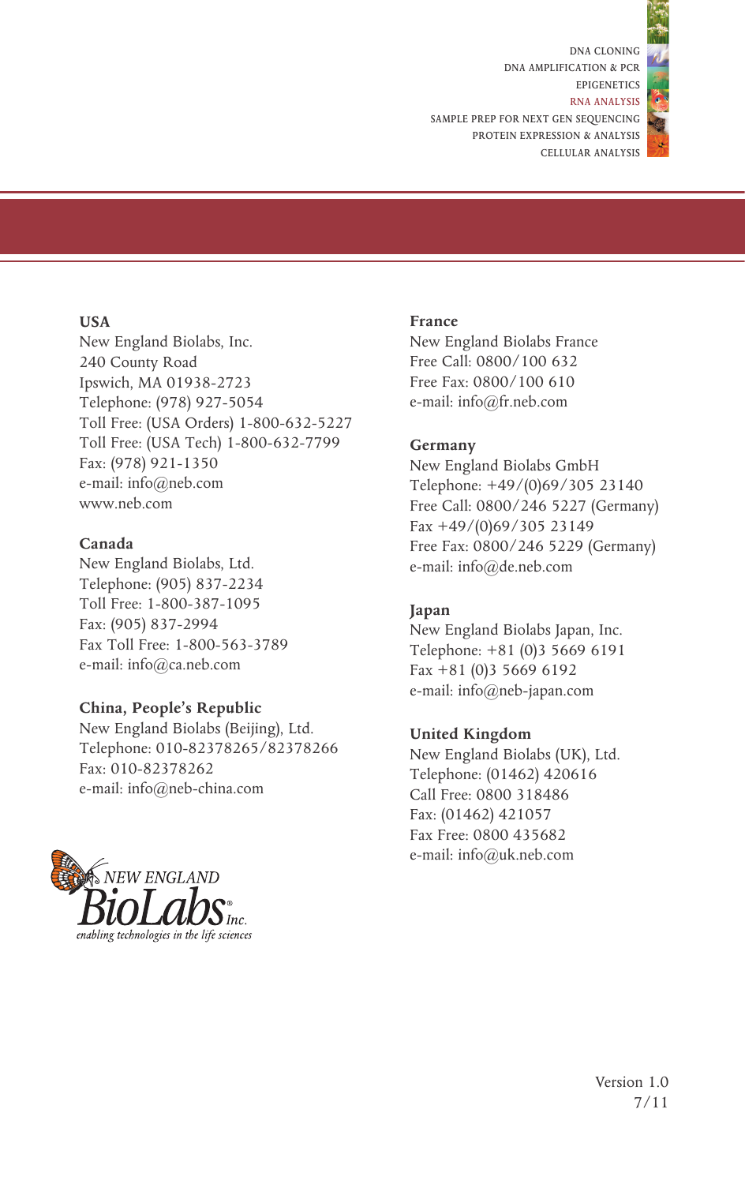DNA CLONING
DNA AMPLIFICATION & PCR
EPIGENETICS
RNA ANALYSIS
SAMPLE PREP FOR NEXT GEN SEQUENCING
PROTEIN EXPRESSION & ANALYSIS
CELLULAR ANALYSIS

**USA**
New England Biolabs, Inc.
240 County Road
Ipswich, MA 01938-2723
Telephone: (978) 927-5054
Toll Free: (USA Orders) 1-800-632-5227
Toll Free: (USA Tech) 1-800-632-7799
Fax: (978) 921-1350
e-mail: info@neb.com
www.neb.com

**Canada**
New England Biolabs, Ltd.
Telephone: (905) 837-2234
Toll Free: 1-800-387-1095
Fax: (905) 837-2994
Fax Toll Free: 1-800-563-3789
e-mail: info@ca.neb.com

**China, People's Republic**
New England Biolabs (Beijing), Ltd.
Telephone: 010-82378265/82378266
Fax: 010-82378262
e-mail: info@neb-china.com

**France**
New England Biolabs France
Free Call: 0800/100 632
Free Fax: 0800/100 610
e-mail: info@fr.neb.com

**Germany**
New England Biolabs GmbH
Telephone: +49/(0)69/305 23140
Free Call: 0800/246 5227 (Germany)
Fax +49/(0)69/305 23149
Free Fax: 0800/246 5229 (Germany)
e-mail: info@de.neb.com

**Japan**
New England Biolabs Japan, Inc.
Telephone: +81 (0)3 5669 6191
Fax +81 (0)3 5669 6192
e-mail: info@neb-japan.com

**United Kingdom**
New England Biolabs (UK), Ltd.
Telephone: (01462) 420616
Call Free: 0800 318486
Fax: (01462) 421057
Fax Free: 0800 435682
e-mail: info@uk.neb.com

NEW ENGLAND BioLabs® Inc.
*enabling technologies in the life sciences*

Version 1.0
7/11